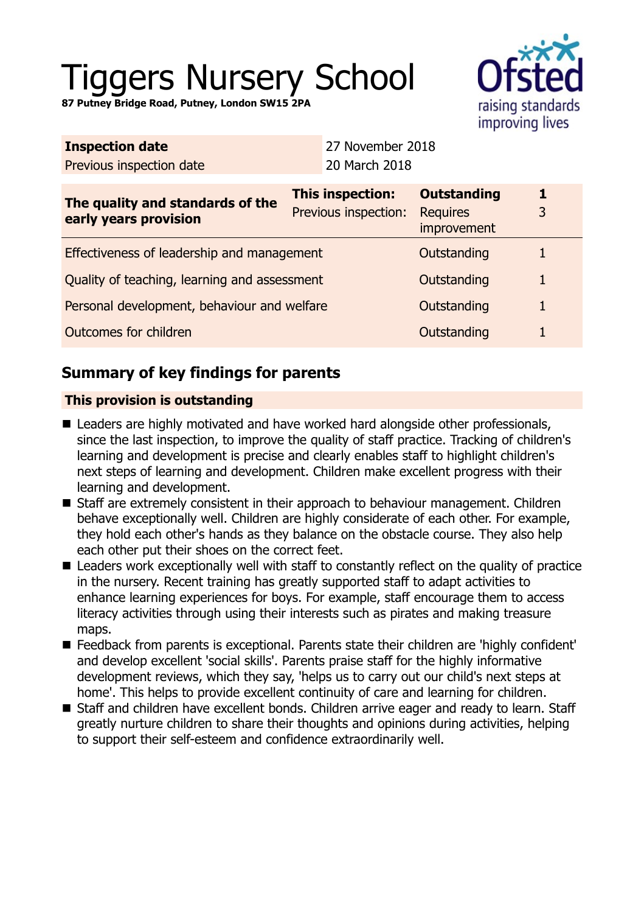# Tiggers Nursery School

**87 Putney Bridge Road, Putney, London SW15 2PA**

| | |
|---|---|
| **Inspection date** | 27 November 2018 |
| Previous inspection date | 20 March 2018 |

| The quality and standards of the early years provision | | | |
|---|---|---|---|
| **The quality and standards of the early years provision** | **This inspection:** | **Outstanding** | **1** |
| | Previous inspection: | Requires improvement | 3 |
| Effectiveness of leadership and management | | Outstanding | 1 |
| Quality of teaching, learning and assessment | | Outstanding | 1 |
| Personal development, behaviour and welfare | | Outstanding | 1 |
| Outcomes for children | | Outstanding | 1 |

## Summary of key findings for parents

**This provision is outstanding**

- Leaders are highly motivated and have worked hard alongside other professionals, since the last inspection, to improve the quality of staff practice. Tracking of children's learning and development is precise and clearly enables staff to highlight children's next steps of learning and development. Children make excellent progress with their learning and development.
- Staff are extremely consistent in their approach to behaviour management. Children behave exceptionally well. Children are highly considerate of each other. For example, they hold each other's hands as they balance on the obstacle course. They also help each other put their shoes on the correct feet.
- Leaders work exceptionally well with staff to constantly reflect on the quality of practice in the nursery. Recent training has greatly supported staff to adapt activities to enhance learning experiences for boys. For example, staff encourage them to access literacy activities through using their interests such as pirates and making treasure maps.
- Feedback from parents is exceptional. Parents state their children are 'highly confident' and develop excellent 'social skills'. Parents praise staff for the highly informative development reviews, which they say, 'helps us to carry out our child's next steps at home'. This helps to provide excellent continuity of care and learning for children.
- Staff and children have excellent bonds. Children arrive eager and ready to learn. Staff greatly nurture children to share their thoughts and opinions during activities, helping to support their self-esteem and confidence extraordinarily well.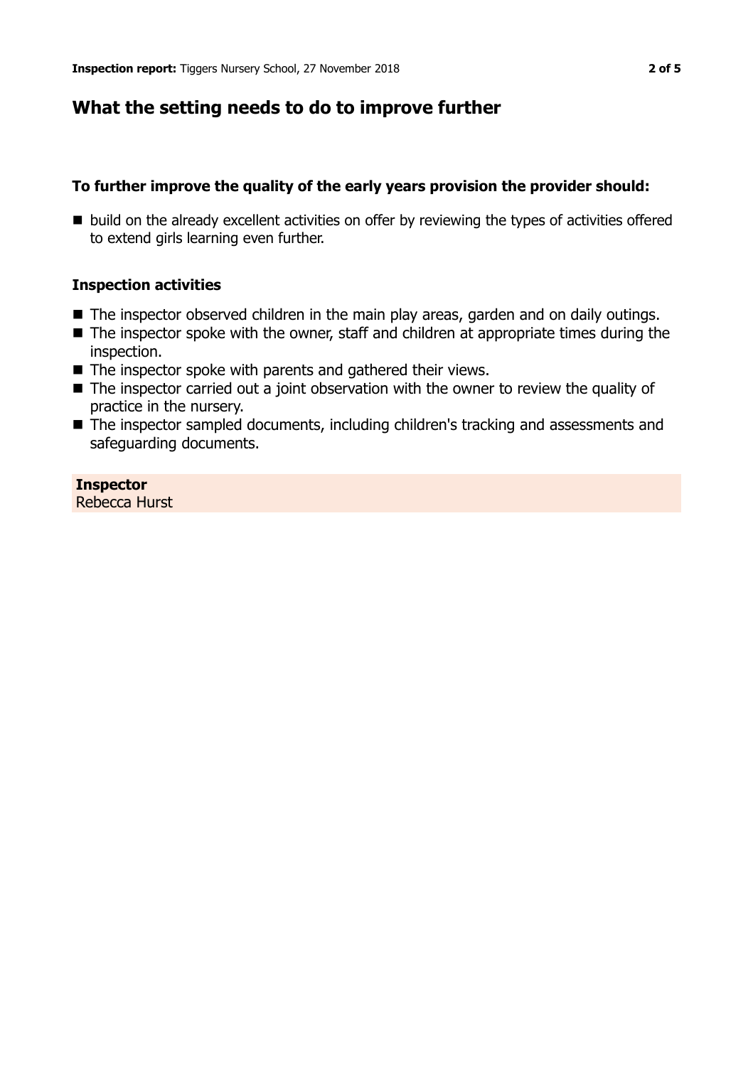## What the setting needs to do to improve further

### To further improve the quality of the early years provision the provider should:

- build on the already excellent activities on offer by reviewing the types of activities offered to extend girls learning even further.

### Inspection activities

- The inspector observed children in the main play areas, garden and on daily outings.
- The inspector spoke with the owner, staff and children at appropriate times during the inspection.
- The inspector spoke with parents and gathered their views.
- The inspector carried out a joint observation with the owner to review the quality of practice in the nursery.
- The inspector sampled documents, including children's tracking and assessments and safeguarding documents.

**Inspector**
Rebecca Hurst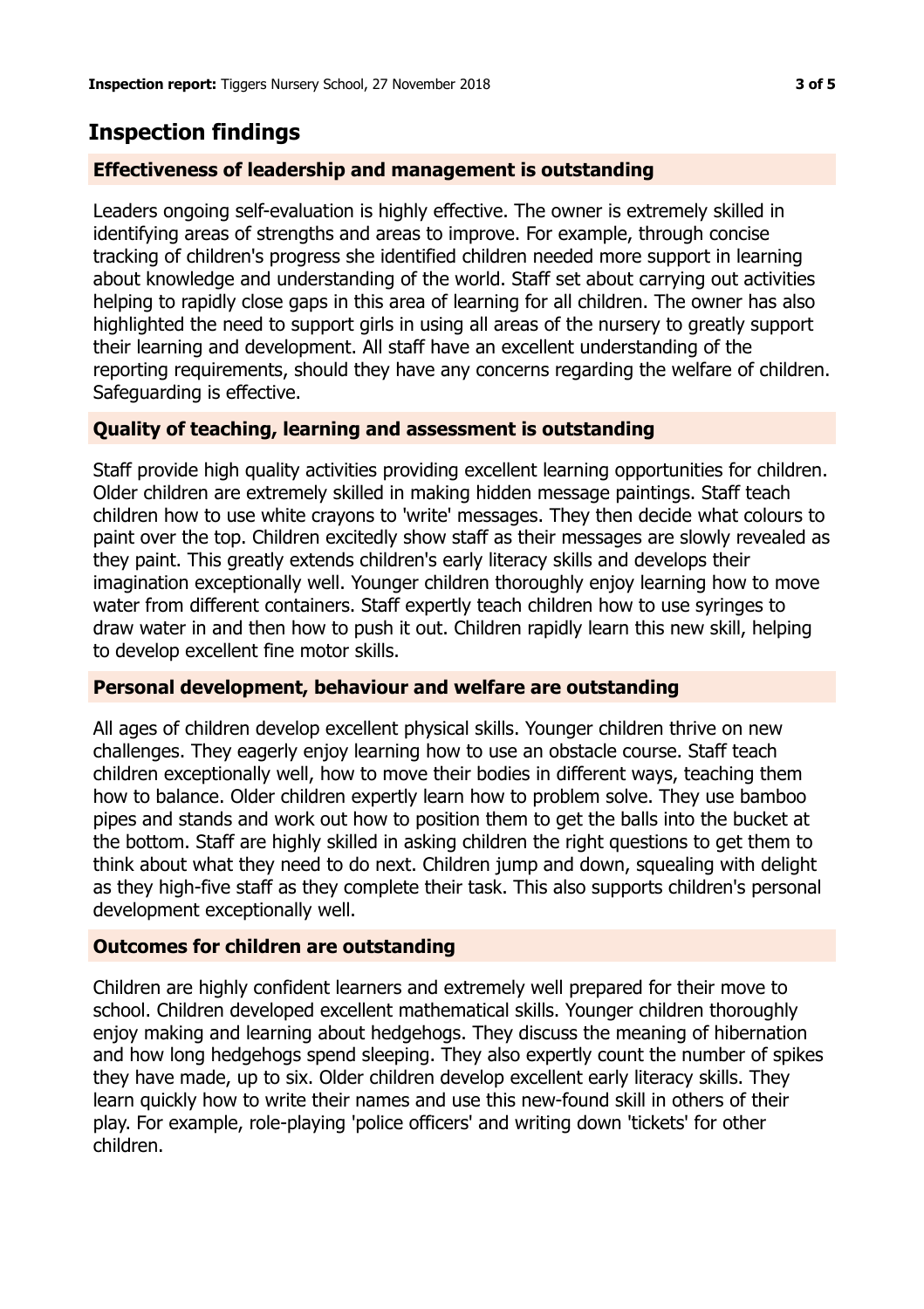## Inspection findings

### Effectiveness of leadership and management is outstanding

Leaders ongoing self-evaluation is highly effective. The owner is extremely skilled in identifying areas of strengths and areas to improve. For example, through concise tracking of children's progress she identified children needed more support in learning about knowledge and understanding of the world. Staff set about carrying out activities helping to rapidly close gaps in this area of learning for all children. The owner has also highlighted the need to support girls in using all areas of the nursery to greatly support their learning and development. All staff have an excellent understanding of the reporting requirements, should they have any concerns regarding the welfare of children. Safeguarding is effective.

### Quality of teaching, learning and assessment is outstanding

Staff provide high quality activities providing excellent learning opportunities for children. Older children are extremely skilled in making hidden message paintings. Staff teach children how to use white crayons to 'write' messages. They then decide what colours to paint over the top. Children excitedly show staff as their messages are slowly revealed as they paint. This greatly extends children's early literacy skills and develops their imagination exceptionally well. Younger children thoroughly enjoy learning how to move water from different containers. Staff expertly teach children how to use syringes to draw water in and then how to push it out. Children rapidly learn this new skill, helping to develop excellent fine motor skills.

### Personal development, behaviour and welfare are outstanding

All ages of children develop excellent physical skills. Younger children thrive on new challenges. They eagerly enjoy learning how to use an obstacle course. Staff teach children exceptionally well, how to move their bodies in different ways, teaching them how to balance. Older children expertly learn how to problem solve. They use bamboo pipes and stands and work out how to position them to get the balls into the bucket at the bottom. Staff are highly skilled in asking children the right questions to get them to think about what they need to do next. Children jump and down, squealing with delight as they high-five staff as they complete their task. This also supports children's personal development exceptionally well.

### Outcomes for children are outstanding

Children are highly confident learners and extremely well prepared for their move to school. Children developed excellent mathematical skills. Younger children thoroughly enjoy making and learning about hedgehogs. They discuss the meaning of hibernation and how long hedgehogs spend sleeping. They also expertly count the number of spikes they have made, up to six. Older children develop excellent early literacy skills. They learn quickly how to write their names and use this new-found skill in others of their play. For example, role-playing 'police officers' and writing down 'tickets' for other children.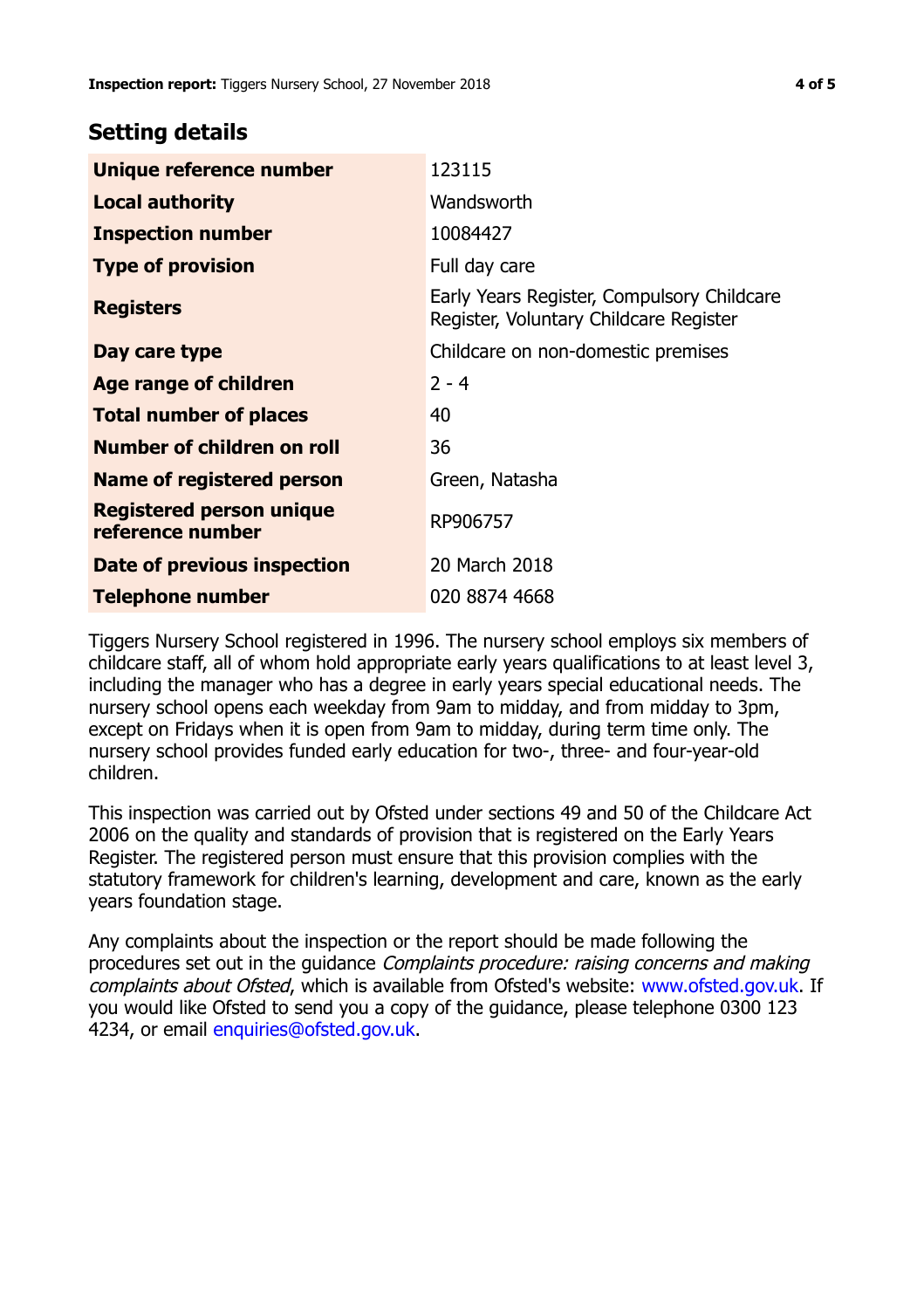## Setting details

| | |
|---|---|
| **Unique reference number** | 123115 |
| **Local authority** | Wandsworth |
| **Inspection number** | 10084427 |
| **Type of provision** | Full day care |
| **Registers** | Early Years Register, Compulsory Childcare Register, Voluntary Childcare Register |
| **Day care type** | Childcare on non-domestic premises |
| **Age range of children** | 2 - 4 |
| **Total number of places** | 40 |
| **Number of children on roll** | 36 |
| **Name of registered person** | Green, Natasha |
| **Registered person unique reference number** | RP906757 |
| **Date of previous inspection** | 20 March 2018 |
| **Telephone number** | 020 8874 4668 |

Tiggers Nursery School registered in 1996. The nursery school employs six members of childcare staff, all of whom hold appropriate early years qualifications to at least level 3, including the manager who has a degree in early years special educational needs. The nursery school opens each weekday from 9am to midday, and from midday to 3pm, except on Fridays when it is open from 9am to midday, during term time only. The nursery school provides funded early education for two-, three- and four-year-old children.

This inspection was carried out by Ofsted under sections 49 and 50 of the Childcare Act 2006 on the quality and standards of provision that is registered on the Early Years Register. The registered person must ensure that this provision complies with the statutory framework for children's learning, development and care, known as the early years foundation stage.

Any complaints about the inspection or the report should be made following the procedures set out in the guidance *Complaints procedure: raising concerns and making complaints about Ofsted*, which is available from Ofsted's website: www.ofsted.gov.uk. If you would like Ofsted to send you a copy of the guidance, please telephone 0300 123 4234, or email enquiries@ofsted.gov.uk.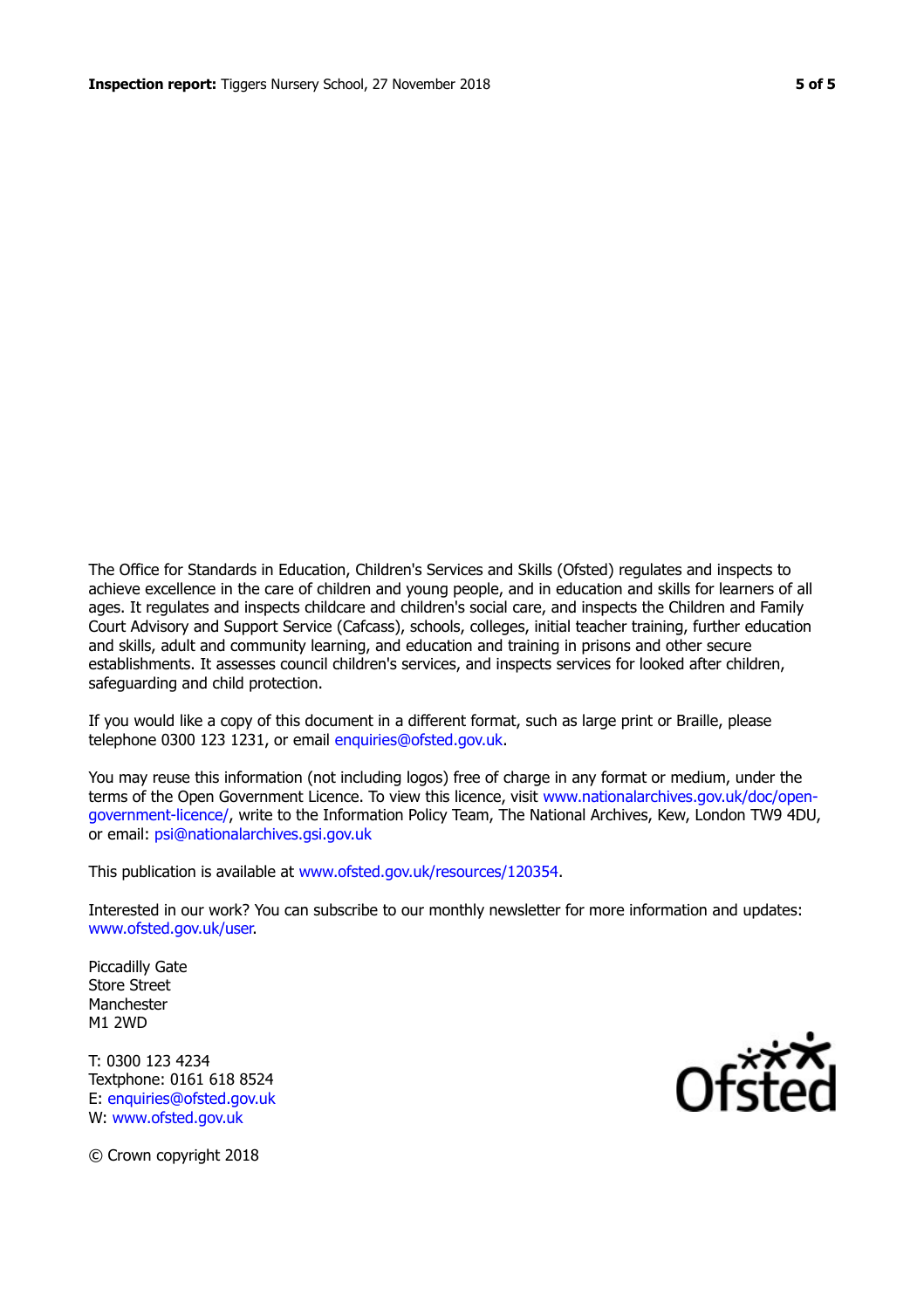The Office for Standards in Education, Children's Services and Skills (Ofsted) regulates and inspects to achieve excellence in the care of children and young people, and in education and skills for learners of all ages. It regulates and inspects childcare and children's social care, and inspects the Children and Family Court Advisory and Support Service (Cafcass), schools, colleges, initial teacher training, further education and skills, adult and community learning, and education and training in prisons and other secure establishments. It assesses council children's services, and inspects services for looked after children, safeguarding and child protection.

If you would like a copy of this document in a different format, such as large print or Braille, please telephone 0300 123 1231, or email enquiries@ofsted.gov.uk.

You may reuse this information (not including logos) free of charge in any format or medium, under the terms of the Open Government Licence. To view this licence, visit www.nationalarchives.gov.uk/doc/open-government-licence/, write to the Information Policy Team, The National Archives, Kew, London TW9 4DU, or email: psi@nationalarchives.gsi.gov.uk

This publication is available at www.ofsted.gov.uk/resources/120354.

Interested in our work? You can subscribe to our monthly newsletter for more information and updates: www.ofsted.gov.uk/user.

Piccadilly Gate
Store Street
Manchester
M1 2WD

T: 0300 123 4234
Textphone: 0161 618 8524
E: enquiries@ofsted.gov.uk
W: www.ofsted.gov.uk

Ofsted

© Crown copyright 2018